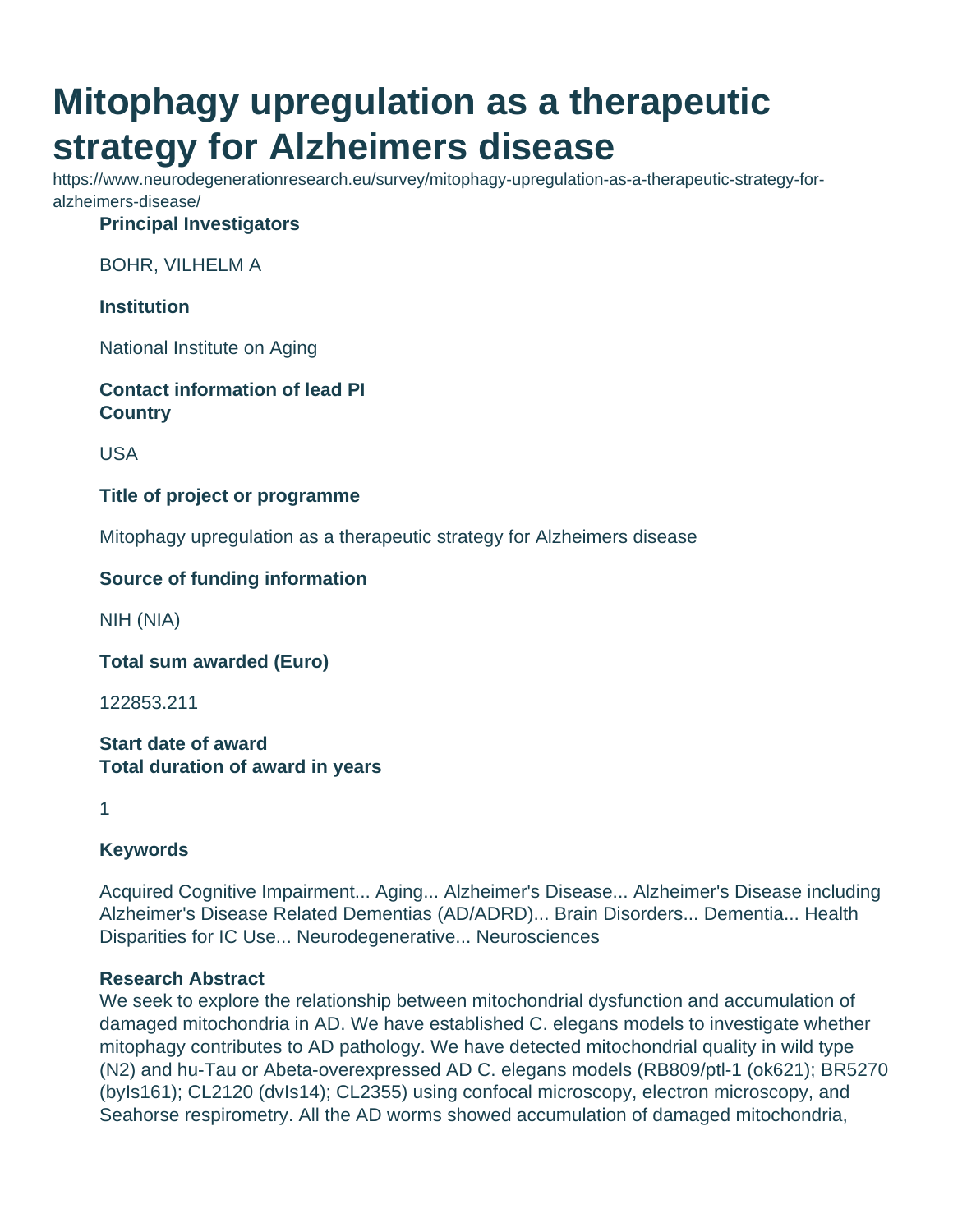# Mitophagy upregulation as a therapeutic strategy for Alzheimers disease

https://www.neurodegenerationresearch.eu/survey/mitophagy-upregulation-as-a-therapeutic-strategy-for-alzheimers-disease/

**Principal Investigators**

BOHR, VILHELM A

**Institution**

National Institute on Aging

**Contact information of lead PI**
**Country**

USA

**Title of project or programme**

Mitophagy upregulation as a therapeutic strategy for Alzheimers disease

**Source of funding information**

NIH (NIA)

**Total sum awarded (Euro)**

122853.211

**Start date of award**
**Total duration of award in years**

1

**Keywords**

Acquired Cognitive Impairment... Aging... Alzheimer's Disease... Alzheimer's Disease including Alzheimer's Disease Related Dementias (AD/ADRD)... Brain Disorders... Dementia... Health Disparities for IC Use... Neurodegenerative... Neurosciences

**Research Abstract**

We seek to explore the relationship between mitochondrial dysfunction and accumulation of damaged mitochondria in AD. We have established C. elegans models to investigate whether mitophagy contributes to AD pathology. We have detected mitochondrial quality in wild type (N2) and hu-Tau or Abeta-overexpressed AD C. elegans models (RB809/ptl-1 (ok621); BR5270 (byIs161); CL2120 (dvIs14); CL2355) using confocal microscopy, electron microscopy, and Seahorse respirometry. All the AD worms showed accumulation of damaged mitochondria,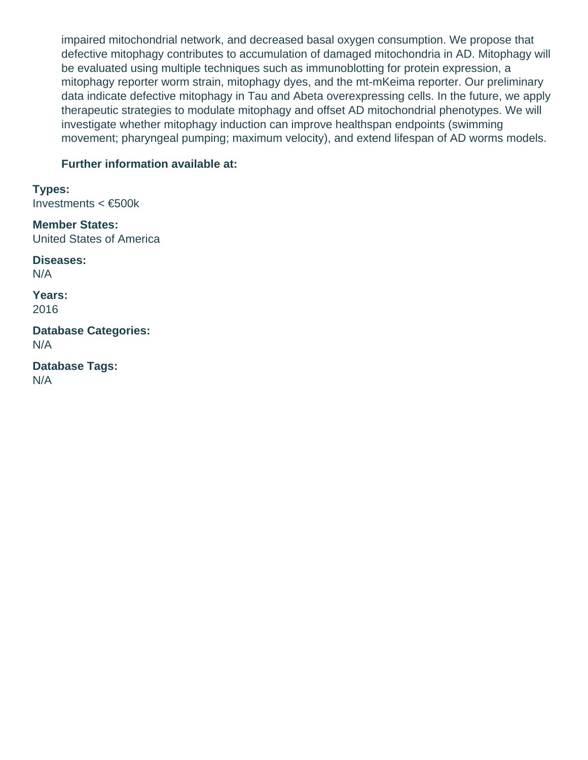impaired mitochondrial network, and decreased basal oxygen consumption. We propose that defective mitophagy contributes to accumulation of damaged mitochondria in AD. Mitophagy will be evaluated using multiple techniques such as immunoblotting for protein expression, a mitophagy reporter worm strain, mitophagy dyes, and the mt-mKeima reporter. Our preliminary data indicate defective mitophagy in Tau and Abeta overexpressing cells. In the future, we apply therapeutic strategies to modulate mitophagy and offset AD mitochondrial phenotypes. We will investigate whether mitophagy induction can improve healthspan endpoints (swimming movement; pharyngeal pumping; maximum velocity), and extend lifespan of AD worms models.

**Further information available at:**

**Types:**
Investments < €500k

**Member States:**
United States of America

**Diseases:**
N/A

**Years:**
2016

**Database Categories:**
N/A

**Database Tags:**
N/A